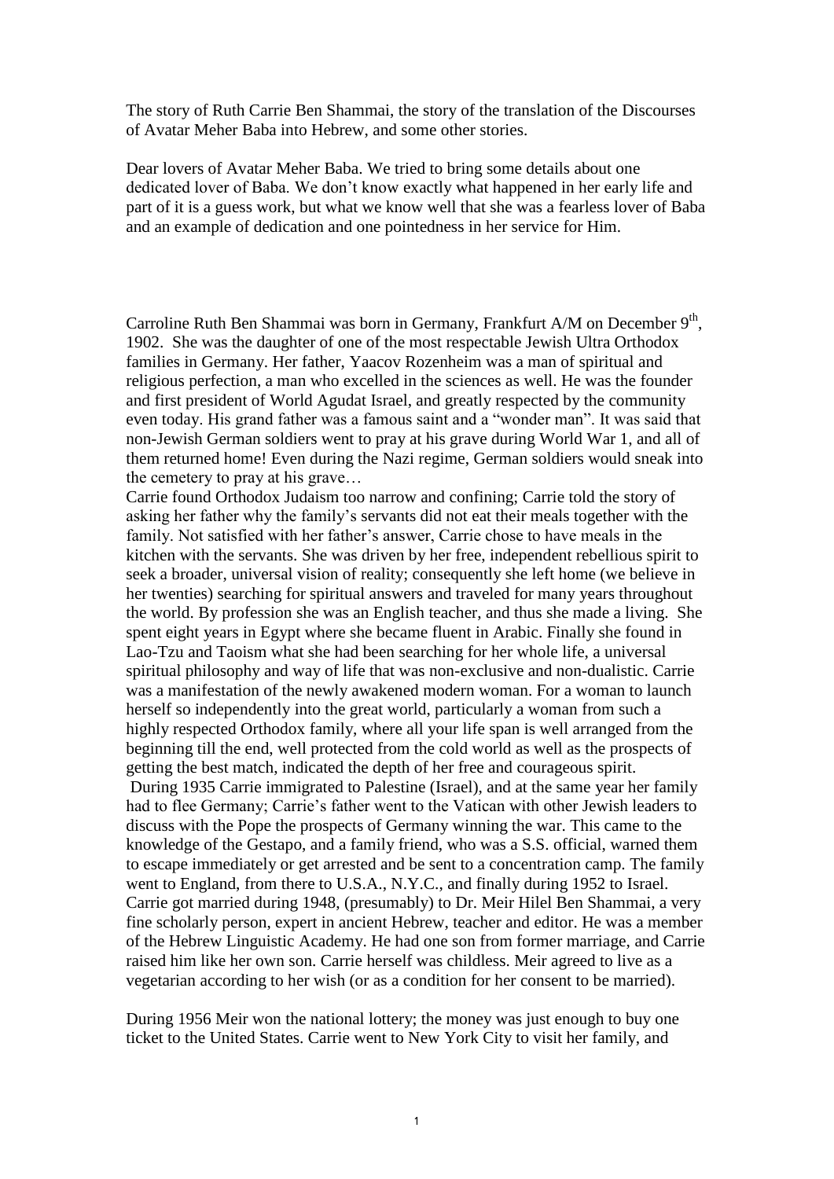The story of Ruth Carrie Ben Shammai, the story of the translation of the Discourses of Avatar Meher Baba into Hebrew, and some other stories.

Dear lovers of Avatar Meher Baba. We tried to bring some details about one dedicated lover of Baba. We don't know exactly what happened in her early life and part of it is a guess work, but what we know well that she was a fearless lover of Baba and an example of dedication and one pointedness in her service for Him.

Carroline Ruth Ben Shammai was born in Germany, Frankfurt A/M on December 9th, 1902. She was the daughter of one of the most respectable Jewish Ultra Orthodox families in Germany. Her father, Yaacov Rozenheim was a man of spiritual and religious perfection, a man who excelled in the sciences as well. He was the founder and first president of World Agudat Israel, and greatly respected by the community even today. His grand father was a famous saint and a "wonder man". It was said that non-Jewish German soldiers went to pray at his grave during World War 1, and all of them returned home! Even during the Nazi regime, German soldiers would sneak into the cemetery to pray at his grave…

Carrie found Orthodox Judaism too narrow and confining; Carrie told the story of asking her father why the family's servants did not eat their meals together with the family. Not satisfied with her father's answer, Carrie chose to have meals in the kitchen with the servants. She was driven by her free, independent rebellious spirit to seek a broader, universal vision of reality; consequently she left home (we believe in her twenties) searching for spiritual answers and traveled for many years throughout the world. By profession she was an English teacher, and thus she made a living. She spent eight years in Egypt where she became fluent in Arabic. Finally she found in Lao-Tzu and Taoism what she had been searching for her whole life, a universal spiritual philosophy and way of life that was non-exclusive and non-dualistic. Carrie was a manifestation of the newly awakened modern woman. For a woman to launch herself so independently into the great world, particularly a woman from such a highly respected Orthodox family, where all your life span is well arranged from the beginning till the end, well protected from the cold world as well as the prospects of getting the best match, indicated the depth of her free and courageous spirit.

During 1935 Carrie immigrated to Palestine (Israel), and at the same year her family had to flee Germany; Carrie's father went to the Vatican with other Jewish leaders to discuss with the Pope the prospects of Germany winning the war. This came to the knowledge of the Gestapo, and a family friend, who was a S.S. official, warned them to escape immediately or get arrested and be sent to a concentration camp. The family went to England, from there to U.S.A., N.Y.C., and finally during 1952 to Israel. Carrie got married during 1948, (presumably) to Dr. Meir Hilel Ben Shammai, a very fine scholarly person, expert in ancient Hebrew, teacher and editor. He was a member of the Hebrew Linguistic Academy. He had one son from former marriage, and Carrie raised him like her own son. Carrie herself was childless. Meir agreed to live as a vegetarian according to her wish (or as a condition for her consent to be married).

During 1956 Meir won the national lottery; the money was just enough to buy one ticket to the United States. Carrie went to New York City to visit her family, and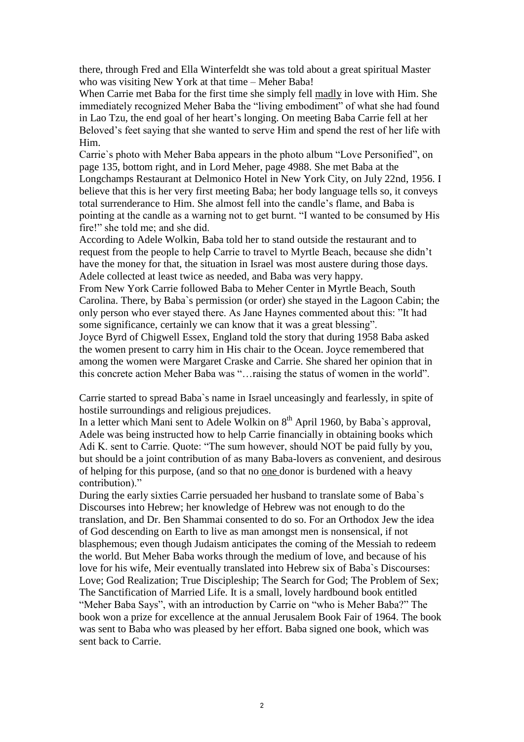there, through Fred and Ella Winterfeldt she was told about a great spiritual Master who was visiting New York at that time – Meher Baba!

When Carrie met Baba for the first time she simply fell madly in love with Him. She immediately recognized Meher Baba the "living embodiment" of what she had found in Lao Tzu, the end goal of her heart's longing. On meeting Baba Carrie fell at her Beloved's feet saying that she wanted to serve Him and spend the rest of her life with Him.

Carrie`s photo with Meher Baba appears in the photo album "Love Personified", on page 135, bottom right, and in Lord Meher, page 4988. She met Baba at the Longchamps Restaurant at Delmonico Hotel in New York City, on July 22nd, 1956. I believe that this is her very first meeting Baba; her body language tells so, it conveys total surrenderance to Him. She almost fell into the candle's flame, and Baba is pointing at the candle as a warning not to get burnt. "I wanted to be consumed by His fire!" she told me; and she did.

According to Adele Wolkin, Baba told her to stand outside the restaurant and to request from the people to help Carrie to travel to Myrtle Beach, because she didn't have the money for that, the situation in Israel was most austere during those days. Adele collected at least twice as needed, and Baba was very happy.

From New York Carrie followed Baba to Meher Center in Myrtle Beach, South Carolina. There, by Baba`s permission (or order) she stayed in the Lagoon Cabin; the only person who ever stayed there. As Jane Haynes commented about this: "It had some significance, certainly we can know that it was a great blessing".

Joyce Byrd of Chigwell Essex, England told the story that during 1958 Baba asked the women present to carry him in His chair to the Ocean. Joyce remembered that among the women were Margaret Craske and Carrie. She shared her opinion that in this concrete action Meher Baba was "…raising the status of women in the world".

Carrie started to spread Baba`s name in Israel unceasingly and fearlessly, in spite of hostile surroundings and religious prejudices.

In a letter which Mani sent to Adele Wolkin on 8th April 1960, by Baba`s approval, Adele was being instructed how to help Carrie financially in obtaining books which Adi K. sent to Carrie. Quote: "The sum however, should NOT be paid fully by you, but should be a joint contribution of as many Baba-lovers as convenient, and desirous of helping for this purpose, (and so that no one donor is burdened with a heavy contribution)."

During the early sixties Carrie persuaded her husband to translate some of Baba`s Discourses into Hebrew; her knowledge of Hebrew was not enough to do the translation, and Dr. Ben Shammai consented to do so. For an Orthodox Jew the idea of God descending on Earth to live as man amongst men is nonsensical, if not blasphemous; even though Judaism anticipates the coming of the Messiah to redeem the world. But Meher Baba works through the medium of love, and because of his love for his wife, Meir eventually translated into Hebrew six of Baba`s Discourses: Love; God Realization; True Discipleship; The Search for God; The Problem of Sex; The Sanctification of Married Life. It is a small, lovely hardbound book entitled "Meher Baba Says", with an introduction by Carrie on "who is Meher Baba?" The book won a prize for excellence at the annual Jerusalem Book Fair of 1964. The book was sent to Baba who was pleased by her effort. Baba signed one book, which was sent back to Carrie.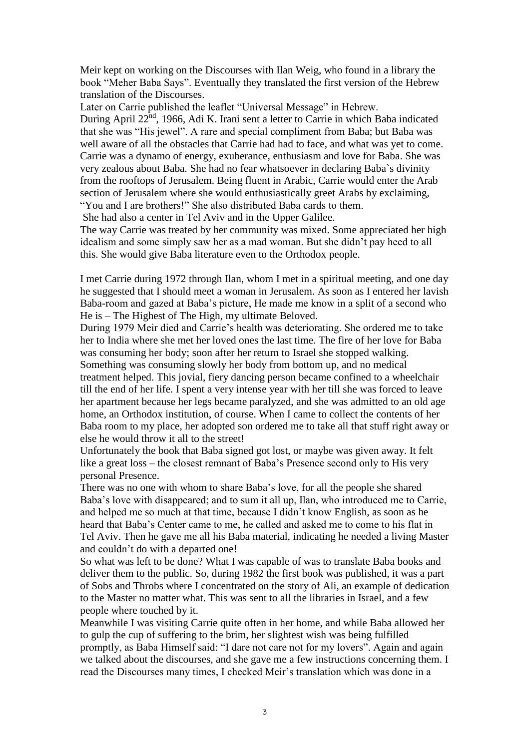Meir kept on working on the Discourses with Ilan Weig, who found in a library the book "Meher Baba Says". Eventually they translated the first version of the Hebrew translation of the Discourses.

Later on Carrie published the leaflet "Universal Message" in Hebrew.

During April 22nd, 1966, Adi K. Irani sent a letter to Carrie in which Baba indicated that she was "His jewel". A rare and special compliment from Baba; but Baba was well aware of all the obstacles that Carrie had had to face, and what was yet to come. Carrie was a dynamo of energy, exuberance, enthusiasm and love for Baba. She was very zealous about Baba. She had no fear whatsoever in declaring Baba`s divinity from the rooftops of Jerusalem. Being fluent in Arabic, Carrie would enter the Arab section of Jerusalem where she would enthusiastically greet Arabs by exclaiming, "You and I are brothers!" She also distributed Baba cards to them.

She had also a center in Tel Aviv and in the Upper Galilee.

The way Carrie was treated by her community was mixed. Some appreciated her high idealism and some simply saw her as a mad woman. But she didn't pay heed to all this. She would give Baba literature even to the Orthodox people.

I met Carrie during 1972 through Ilan, whom I met in a spiritual meeting, and one day he suggested that I should meet a woman in Jerusalem. As soon as I entered her lavish Baba-room and gazed at Baba's picture, He made me know in a split of a second who He is – The Highest of The High, my ultimate Beloved.

During 1979 Meir died and Carrie's health was deteriorating. She ordered me to take her to India where she met her loved ones the last time. The fire of her love for Baba was consuming her body; soon after her return to Israel she stopped walking. Something was consuming slowly her body from bottom up, and no medical treatment helped. This jovial, fiery dancing person became confined to a wheelchair till the end of her life. I spent a very intense year with her till she was forced to leave her apartment because her legs became paralyzed, and she was admitted to an old age home, an Orthodox institution, of course. When I came to collect the contents of her Baba room to my place, her adopted son ordered me to take all that stuff right away or else he would throw it all to the street!

Unfortunately the book that Baba signed got lost, or maybe was given away. It felt like a great loss – the closest remnant of Baba's Presence second only to His very personal Presence.

There was no one with whom to share Baba's love, for all the people she shared Baba's love with disappeared; and to sum it all up, Ilan, who introduced me to Carrie, and helped me so much at that time, because I didn't know English, as soon as he heard that Baba's Center came to me, he called and asked me to come to his flat in Tel Aviv. Then he gave me all his Baba material, indicating he needed a living Master and couldn't do with a departed one!

So what was left to be done? What I was capable of was to translate Baba books and deliver them to the public. So, during 1982 the first book was published, it was a part of Sobs and Throbs where I concentrated on the story of Ali, an example of dedication to the Master no matter what. This was sent to all the libraries in Israel, and a few people where touched by it.

Meanwhile I was visiting Carrie quite often in her home, and while Baba allowed her to gulp the cup of suffering to the brim, her slightest wish was being fulfilled promptly, as Baba Himself said: "I dare not care not for my lovers". Again and again we talked about the discourses, and she gave me a few instructions concerning them. I read the Discourses many times, I checked Meir's translation which was done in a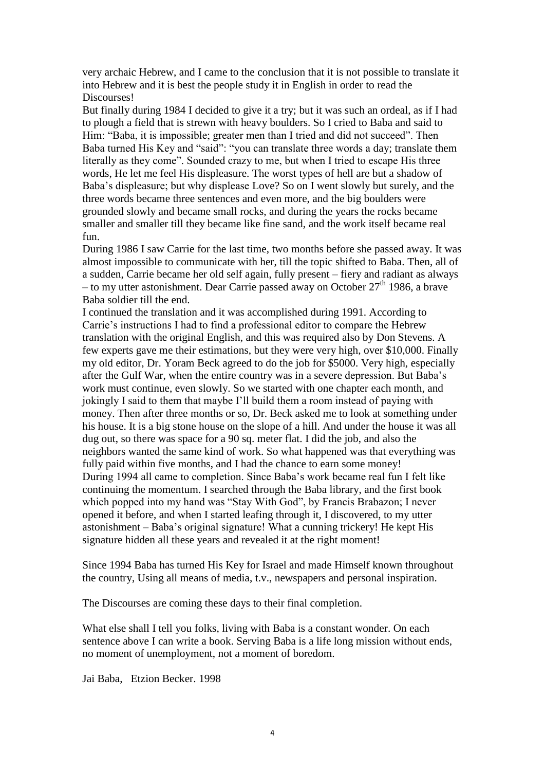very archaic Hebrew, and I came to the conclusion that it is not possible to translate it into Hebrew and it is best the people study it in English in order to read the Discourses!

But finally during 1984 I decided to give it a try; but it was such an ordeal, as if I had to plough a field that is strewn with heavy boulders. So I cried to Baba and said to Him: "Baba, it is impossible; greater men than I tried and did not succeed". Then Baba turned His Key and "said": "you can translate three words a day; translate them literally as they come". Sounded crazy to me, but when I tried to escape His three words, He let me feel His displeasure. The worst types of hell are but a shadow of Baba's displeasure; but why displease Love? So on I went slowly but surely, and the three words became three sentences and even more, and the big boulders were grounded slowly and became small rocks, and during the years the rocks became smaller and smaller till they became like fine sand, and the work itself became real fun.

During 1986 I saw Carrie for the last time, two months before she passed away. It was almost impossible to communicate with her, till the topic shifted to Baba. Then, all of a sudden, Carrie became her old self again, fully present – fiery and radiant as always – to my utter astonishment. Dear Carrie passed away on October 27th 1986, a brave Baba soldier till the end.

I continued the translation and it was accomplished during 1991. According to Carrie's instructions I had to find a professional editor to compare the Hebrew translation with the original English, and this was required also by Don Stevens. A few experts gave me their estimations, but they were very high, over $10,000. Finally my old editor, Dr. Yoram Beck agreed to do the job for $5000. Very high, especially after the Gulf War, when the entire country was in a severe depression. But Baba's work must continue, even slowly. So we started with one chapter each month, and jokingly I said to them that maybe I'll build them a room instead of paying with money. Then after three months or so, Dr. Beck asked me to look at something under his house. It is a big stone house on the slope of a hill. And under the house it was all dug out, so there was space for a 90 sq. meter flat. I did the job, and also the neighbors wanted the same kind of work. So what happened was that everything was fully paid within five months, and I had the chance to earn some money!

During 1994 all came to completion. Since Baba's work became real fun I felt like continuing the momentum. I searched through the Baba library, and the first book which popped into my hand was "Stay With God", by Francis Brabazon; I never opened it before, and when I started leafing through it, I discovered, to my utter astonishment – Baba's original signature! What a cunning trickery! He kept His signature hidden all these years and revealed it at the right moment!

Since 1994 Baba has turned His Key for Israel and made Himself known throughout the country, Using all means of media, t.v., newspapers and personal inspiration.

The Discourses are coming these days to their final completion.

What else shall I tell you folks, living with Baba is a constant wonder. On each sentence above I can write a book. Serving Baba is a life long mission without ends, no moment of unemployment, not a moment of boredom.

Jai Baba, Etzion Becker. 1998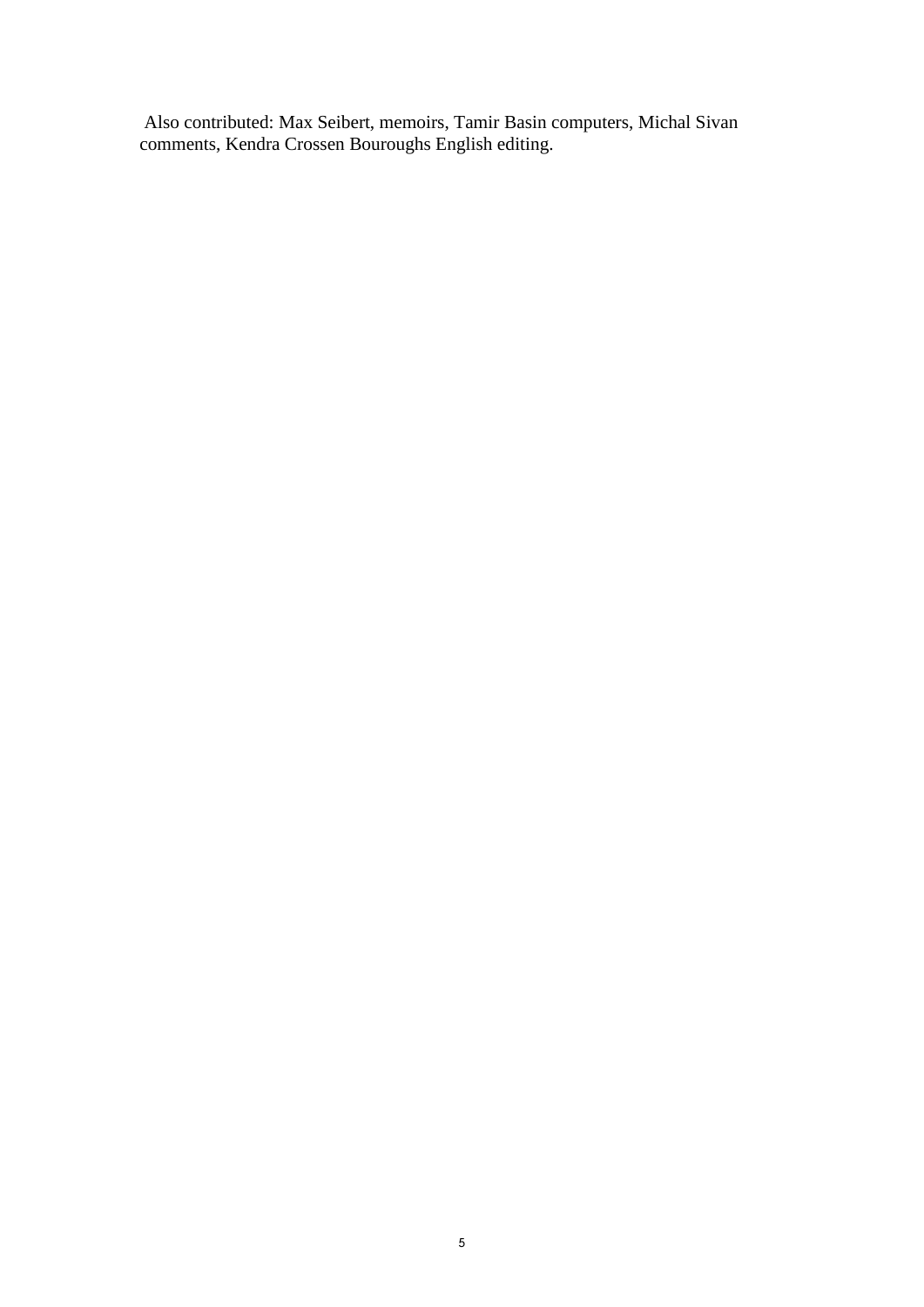Also contributed: Max Seibert, memoirs, Tamir Basin computers, Michal Sivan comments, Kendra Crossen Bouroughs English editing.